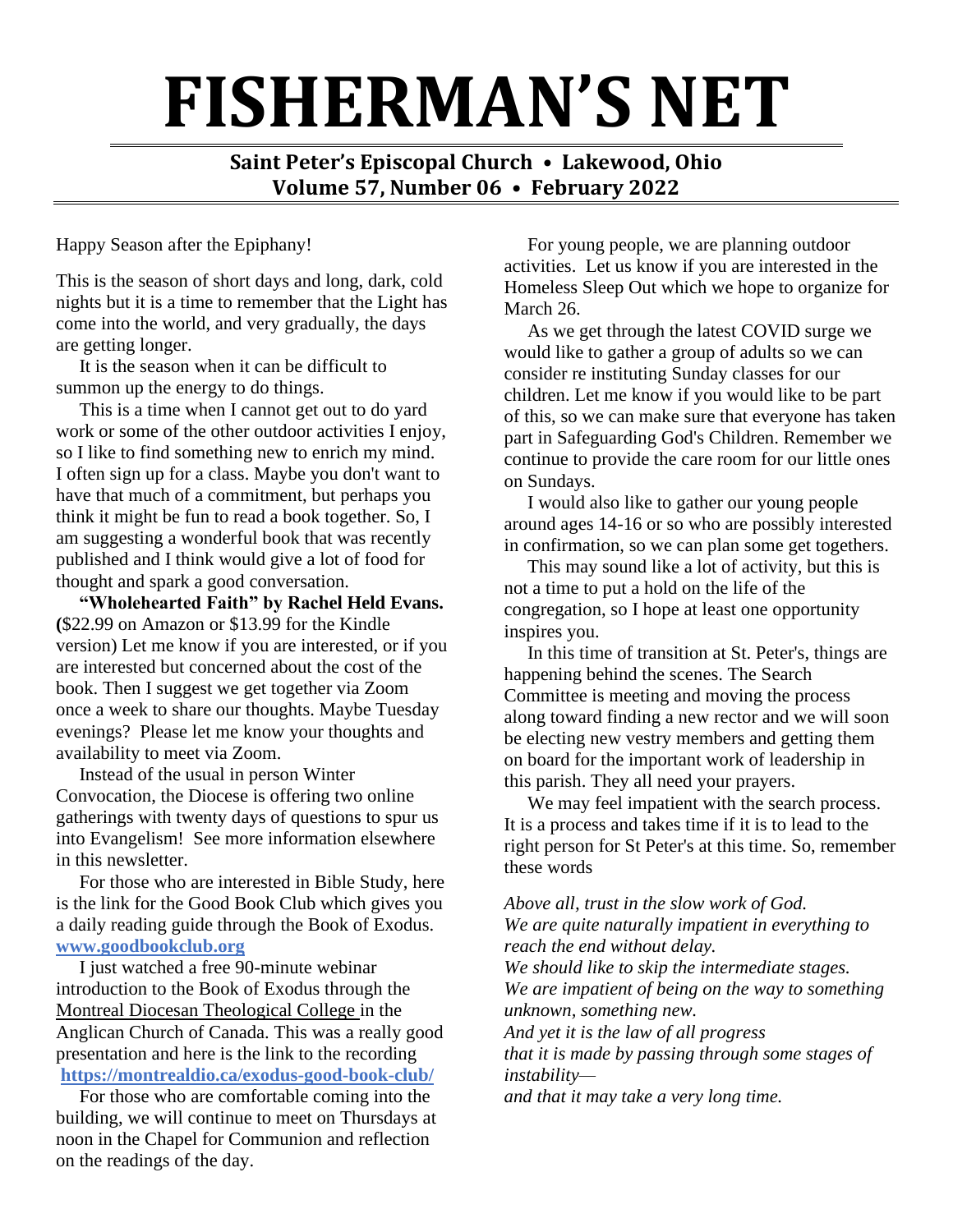# FISHERMAN'S NET

**Saint Peter's Episcopal Church • Lakewood, Ohio**
**Volume 57, Number 06 • February 2022**

Happy Season after the Epiphany!

This is the season of short days and long, dark, cold nights but it is a time to remember that the Light has come into the world, and very gradually, the days are getting longer.

It is the season when it can be difficult to summon up the energy to do things.

This is a time when I cannot get out to do yard work or some of the other outdoor activities I enjoy, so I like to find something new to enrich my mind. I often sign up for a class. Maybe you don't want to have that much of a commitment, but perhaps you think it might be fun to read a book together. So, I am suggesting a wonderful book that was recently published and I think would give a lot of food for thought and spark a good conversation.

**"Wholehearted Faith" by Rachel Held Evans.** **(**$22.99 on Amazon or $13.99 for the Kindle version) Let me know if you are interested, or if you are interested but concerned about the cost of the book. Then I suggest we get together via Zoom once a week to share our thoughts. Maybe Tuesday evenings? Please let me know your thoughts and availability to meet via Zoom.

Instead of the usual in person Winter Convocation, the Diocese is offering two online gatherings with twenty days of questions to spur us into Evangelism! See more information elsewhere in this newsletter.

For those who are interested in Bible Study, here is the link for the Good Book Club which gives you a daily reading guide through the Book of Exodus. **www.goodbookclub.org**

I just watched a free 90-minute webinar introduction to the Book of Exodus through the Montreal Diocesan Theological College in the Anglican Church of Canada. This was a really good presentation and here is the link to the recording **https://montrealdio.ca/exodus-good-book-club/**

For those who are comfortable coming into the building, we will continue to meet on Thursdays at noon in the Chapel for Communion and reflection on the readings of the day.

For young people, we are planning outdoor activities. Let us know if you are interested in the Homeless Sleep Out which we hope to organize for March 26.

As we get through the latest COVID surge we would like to gather a group of adults so we can consider re instituting Sunday classes for our children. Let me know if you would like to be part of this, so we can make sure that everyone has taken part in Safeguarding God's Children. Remember we continue to provide the care room for our little ones on Sundays.

I would also like to gather our young people around ages 14-16 or so who are possibly interested in confirmation, so we can plan some get togethers.

This may sound like a lot of activity, but this is not a time to put a hold on the life of the congregation, so I hope at least one opportunity inspires you.

In this time of transition at St. Peter's, things are happening behind the scenes. The Search Committee is meeting and moving the process along toward finding a new rector and we will soon be electing new vestry members and getting them on board for the important work of leadership in this parish. They all need your prayers.

We may feel impatient with the search process. It is a process and takes time if it is to lead to the right person for St Peter's at this time. So, remember these words

*Above all, trust in the slow work of God.*
*We are quite naturally impatient in everything to reach the end without delay.*
*We should like to skip the intermediate stages.*
*We are impatient of being on the way to something unknown, something new.*
*And yet it is the law of all progress*
*that it is made by passing through some stages of instability—*
*and that it may take a very long time.*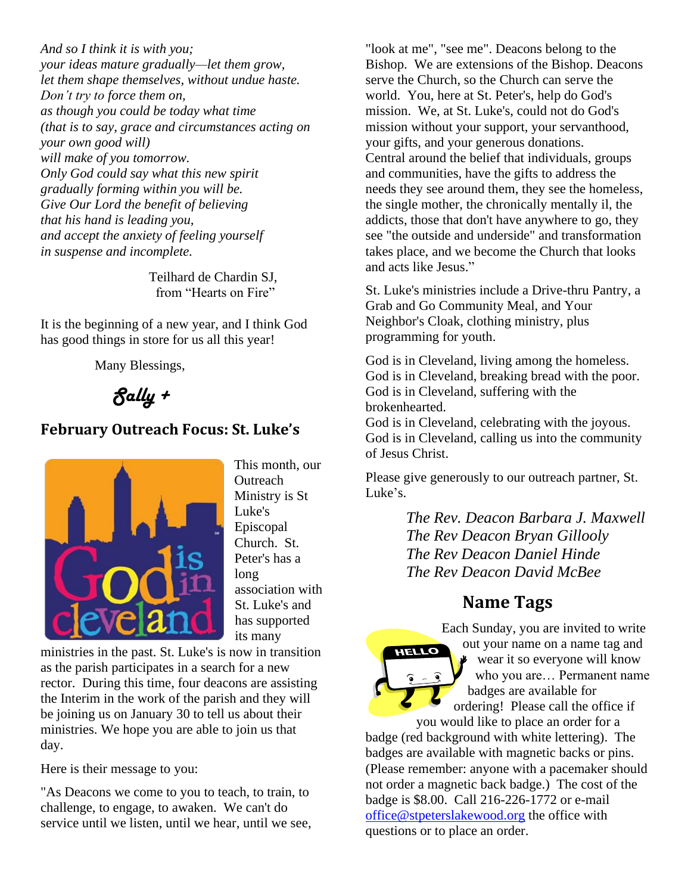*And so I think it is with you;*
*your ideas mature gradually—let them grow,*
*let them shape themselves, without undue haste.*
*Don't try to force them on,*
*as though you could be today what time*
*(that is to say, grace and circumstances acting on your own good will)*
*will make of you tomorrow.*
*Only God could say what this new spirit*
*gradually forming within you will be.*
*Give Our Lord the benefit of believing*
*that his hand is leading you,*
*and accept the anxiety of feeling yourself*
*in suspense and incomplete.*

Teilhard de Chardin SJ,
from "Hearts on Fire"

It is the beginning of a new year, and I think God has good things in store for us all this year!

Many Blessings,

Sally +

## February Outreach Focus: St. Luke's

This month, our Outreach Ministry is St Luke's Episcopal Church. St. Peter's has a long association with St. Luke's and has supported its many ministries in the past. St. Luke's is now in transition as the parish participates in a search for a new rector. During this time, four deacons are assisting the Interim in the work of the parish and they will be joining us on January 30 to tell us about their ministries. We hope you are able to join us that day.

Here is their message to you:

"As Deacons we come to you to teach, to train, to challenge, to engage, to awaken. We can't do service until we listen, until we hear, until we see, "look at me", "see me". Deacons belong to the Bishop. We are extensions of the Bishop. Deacons serve the Church, so the Church can serve the world. You, here at St. Peter's, help do God's mission. We, at St. Luke's, could not do God's mission without your support, your servanthood, your gifts, and your generous donations. Central around the belief that individuals, groups and communities, have the gifts to address the needs they see around them, they see the homeless, the single mother, the chronically mentally il, the addicts, those that don't have anywhere to go, they see "the outside and underside" and transformation takes place, and we become the Church that looks and acts like Jesus."

St. Luke's ministries include a Drive-thru Pantry, a Grab and Go Community Meal, and Your Neighbor's Cloak, clothing ministry, plus programming for youth.

God is in Cleveland, living among the homeless.
God is in Cleveland, breaking bread with the poor.
God is in Cleveland, suffering with the brokenhearted.
God is in Cleveland, celebrating with the joyous.
God is in Cleveland, calling us into the community of Jesus Christ.

Please give generously to our outreach partner, St. Luke's.

*The Rev. Deacon Barbara J. Maxwell*
*The Rev Deacon Bryan Gillooly*
*The Rev Deacon Daniel Hinde*
*The Rev Deacon David McBee*

## Name Tags

Each Sunday, you are invited to write out your name on a name tag and wear it so everyone will know who you are… Permanent name badges are available for ordering! Please call the office if you would like to place an order for a badge (red background with white lettering). The badges are available with magnetic backs or pins. (Please remember: anyone with a pacemaker should not order a magnetic back badge.) The cost of the badge is $8.00. Call 216-226-1772 or e-mail office@stpeterslakewood.org the office with questions or to place an order.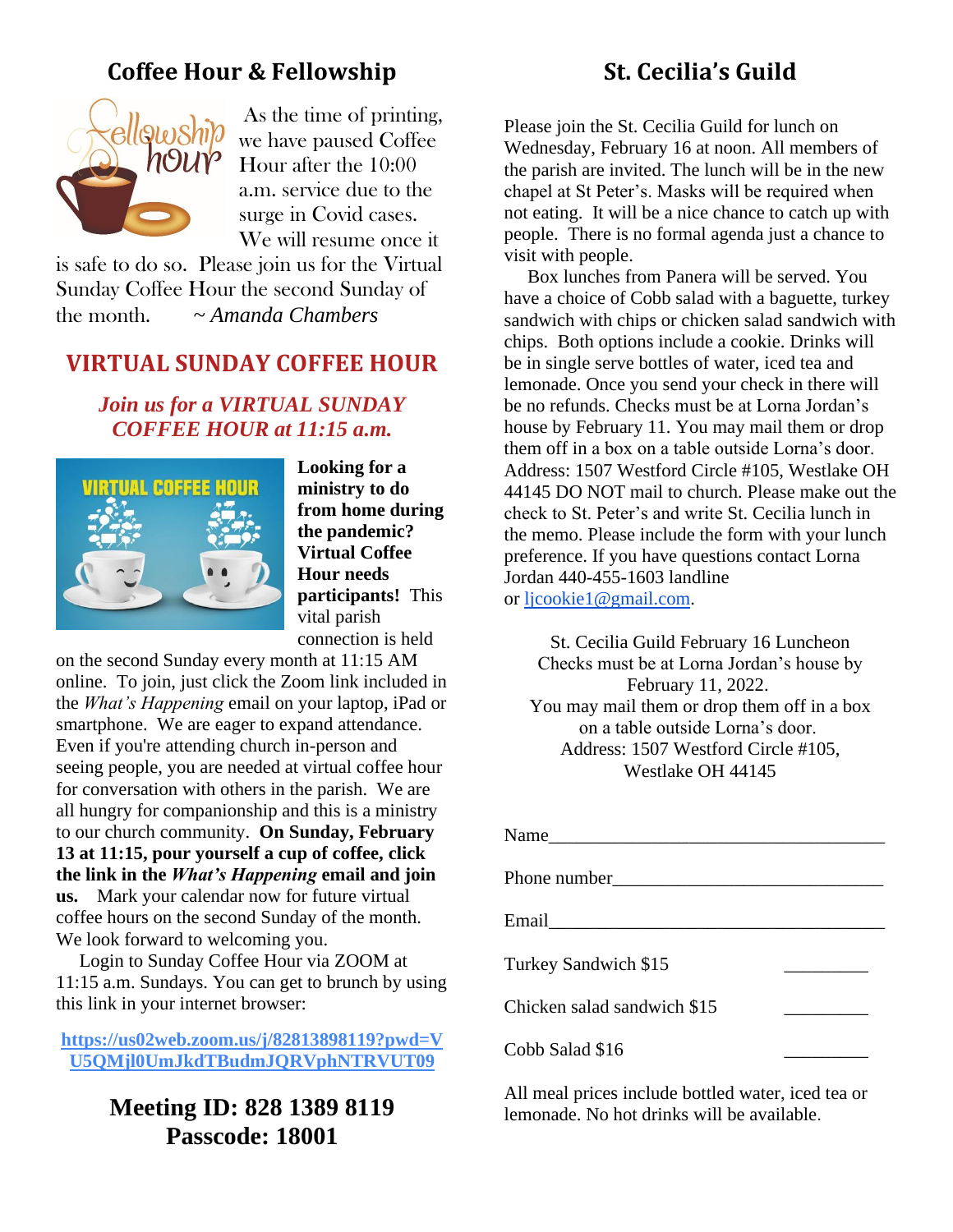## Coffee Hour & Fellowship

As the time of printing, we have paused Coffee Hour after the 10:00 a.m. service due to the surge in Covid cases. We will resume once it is safe to do so. Please join us for the Virtual Sunday Coffee Hour the second Sunday of the month. *~ Amanda Chambers*

## VIRTUAL SUNDAY COFFEE HOUR

***Join us for a VIRTUAL SUNDAY COFFEE HOUR at 11:15 a.m.***

**Looking for a ministry to do from home during the pandemic? Virtual Coffee Hour needs participants!** This vital parish connection is held on the second Sunday every month at 11:15 AM online. To join, just click the Zoom link included in the *What's Happening* email on your laptop, iPad or smartphone. We are eager to expand attendance. Even if you're attending church in-person and seeing people, you are needed at virtual coffee hour for conversation with others in the parish. We are all hungry for companionship and this is a ministry to our church community. **On Sunday, February 13 at 11:15, pour yourself a cup of coffee, click the link in the *What's Happening* email and join us.** Mark your calendar now for future virtual coffee hours on the second Sunday of the month. We look forward to welcoming you.

Login to Sunday Coffee Hour via ZOOM at 11:15 a.m. Sundays. You can get to brunch by using this link in your internet browser:

**https://us02web.zoom.us/j/82813898119?pwd=VU5QMjl0UmJkdTBudmJQRVphNTRVUT09**

**Meeting ID: 828 1389 8119**
**Passcode: 18001**

## St. Cecilia's Guild

Please join the St. Cecilia Guild for lunch on Wednesday, February 16 at noon. All members of the parish are invited. The lunch will be in the new chapel at St Peter's. Masks will be required when not eating. It will be a nice chance to catch up with people. There is no formal agenda just a chance to visit with people.

Box lunches from Panera will be served. You have a choice of Cobb salad with a baguette, turkey sandwich with chips or chicken salad sandwich with chips. Both options include a cookie. Drinks will be in single serve bottles of water, iced tea and lemonade. Once you send your check in there will be no refunds. Checks must be at Lorna Jordan's house by February 11. You may mail them or drop them off in a box on a table outside Lorna's door. Address: 1507 Westford Circle #105, Westlake OH 44145 DO NOT mail to church. Please make out the check to St. Peter's and write St. Cecilia lunch in the memo. Please include the form with your lunch preference. If you have questions contact Lorna Jordan 440-455-1603 landline or ljcookie1@gmail.com.

St. Cecilia Guild February 16 Luncheon
Checks must be at Lorna Jordan's house by February 11, 2022.
You may mail them or drop them off in a box on a table outside Lorna's door.
Address: 1507 Westford Circle #105, Westlake OH 44145

Name_____________________________________

Phone number_____________________________

Email_____________________________________

Turkey Sandwich $15 _________

Chicken salad sandwich $15 _________

Cobb Salad $16 _________

All meal prices include bottled water, iced tea or lemonade. No hot drinks will be available.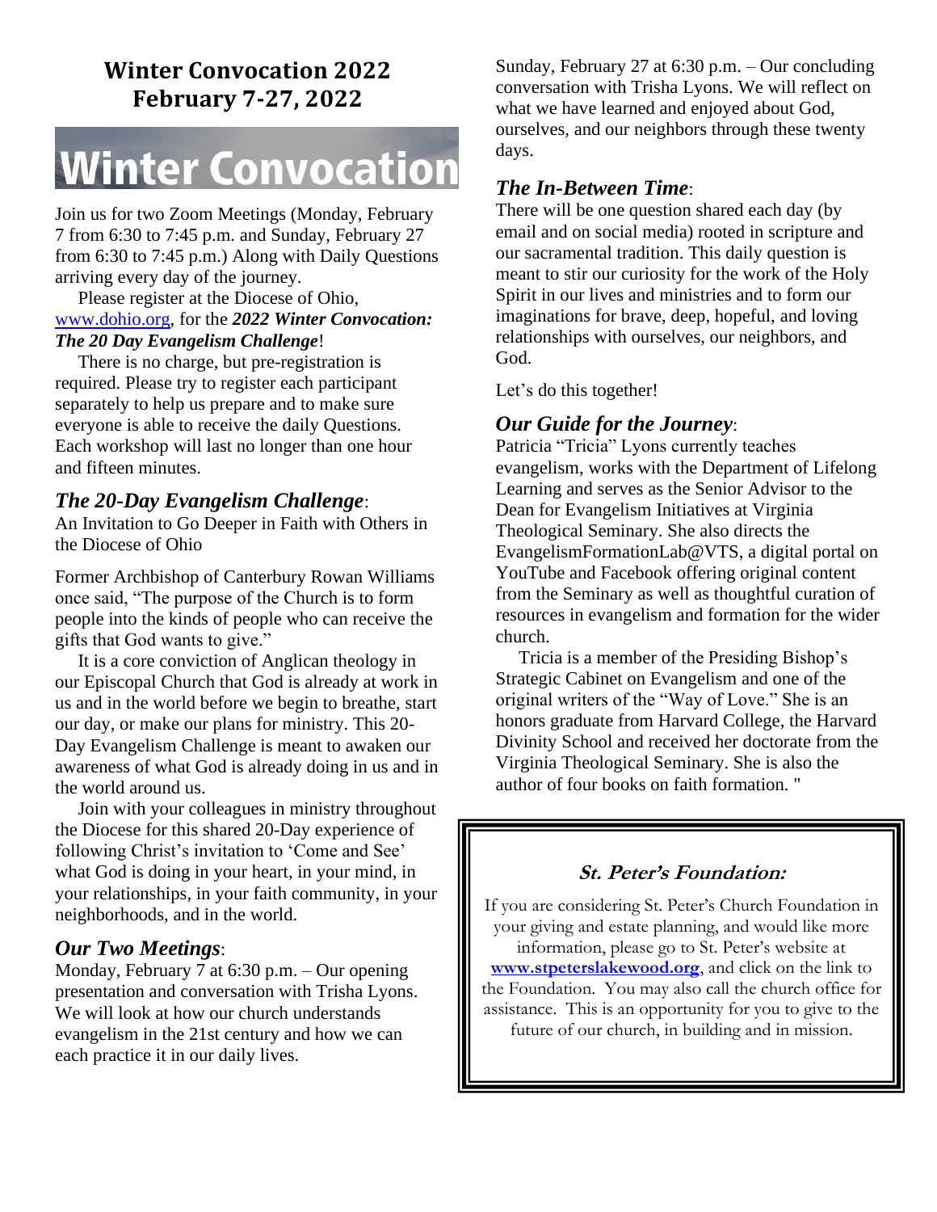## Winter Convocation 2022
## February 7-27, 2022

# Winter Convocation

Join us for two Zoom Meetings (Monday, February 7 from 6:30 to 7:45 p.m. and Sunday, February 27 from 6:30 to 7:45 p.m.) Along with Daily Questions arriving every day of the journey.

Please register at the Diocese of Ohio, www.dohio.org, for the ***2022 Winter Convocation: The 20 Day Evangelism Challenge***!

There is no charge, but pre-registration is required. Please try to register each participant separately to help us prepare and to make sure everyone is able to receive the daily Questions. Each workshop will last no longer than one hour and fifteen minutes.

### *The 20-Day Evangelism Challenge*:

An Invitation to Go Deeper in Faith with Others in the Diocese of Ohio

Former Archbishop of Canterbury Rowan Williams once said, "The purpose of the Church is to form people into the kinds of people who can receive the gifts that God wants to give."

It is a core conviction of Anglican theology in our Episcopal Church that God is already at work in us and in the world before we begin to breathe, start our day, or make our plans for ministry. This 20-Day Evangelism Challenge is meant to awaken our awareness of what God is already doing in us and in the world around us.

Join with your colleagues in ministry throughout the Diocese for this shared 20-Day experience of following Christ's invitation to 'Come and See' what God is doing in your heart, in your mind, in your relationships, in your faith community, in your neighborhoods, and in the world.

### *Our Two Meetings*:

Monday, February 7 at 6:30 p.m. – Our opening presentation and conversation with Trisha Lyons. We will look at how our church understands evangelism in the 21st century and how we can each practice it in our daily lives.

Sunday, February 27 at 6:30 p.m. – Our concluding conversation with Trisha Lyons. We will reflect on what we have learned and enjoyed about God, ourselves, and our neighbors through these twenty days.

### *The In-Between Time*:

There will be one question shared each day (by email and on social media) rooted in scripture and our sacramental tradition. This daily question is meant to stir our curiosity for the work of the Holy Spirit in our lives and ministries and to form our imaginations for brave, deep, hopeful, and loving relationships with ourselves, our neighbors, and God.

Let's do this together!

### *Our Guide for the Journey*:

Patricia "Tricia" Lyons currently teaches evangelism, works with the Department of Lifelong Learning and serves as the Senior Advisor to the Dean for Evangelism Initiatives at Virginia Theological Seminary. She also directs the EvangelismFormationLab@VTS, a digital portal on YouTube and Facebook offering original content from the Seminary as well as thoughtful curation of resources in evangelism and formation for the wider church.

Tricia is a member of the Presiding Bishop's Strategic Cabinet on Evangelism and one of the original writers of the "Way of Love." She is an honors graduate from Harvard College, the Harvard Divinity School and received her doctorate from the Virginia Theological Seminary. She is also the author of four books on faith formation. "

---

### *St. Peter's Foundation:*

If you are considering St. Peter's Church Foundation in your giving and estate planning, and would like more information, please go to St. Peter's website at **www.stpeterslakewood.org**, and click on the link to the Foundation. You may also call the church office for assistance. This is an opportunity for you to give to the future of our church, in building and in mission.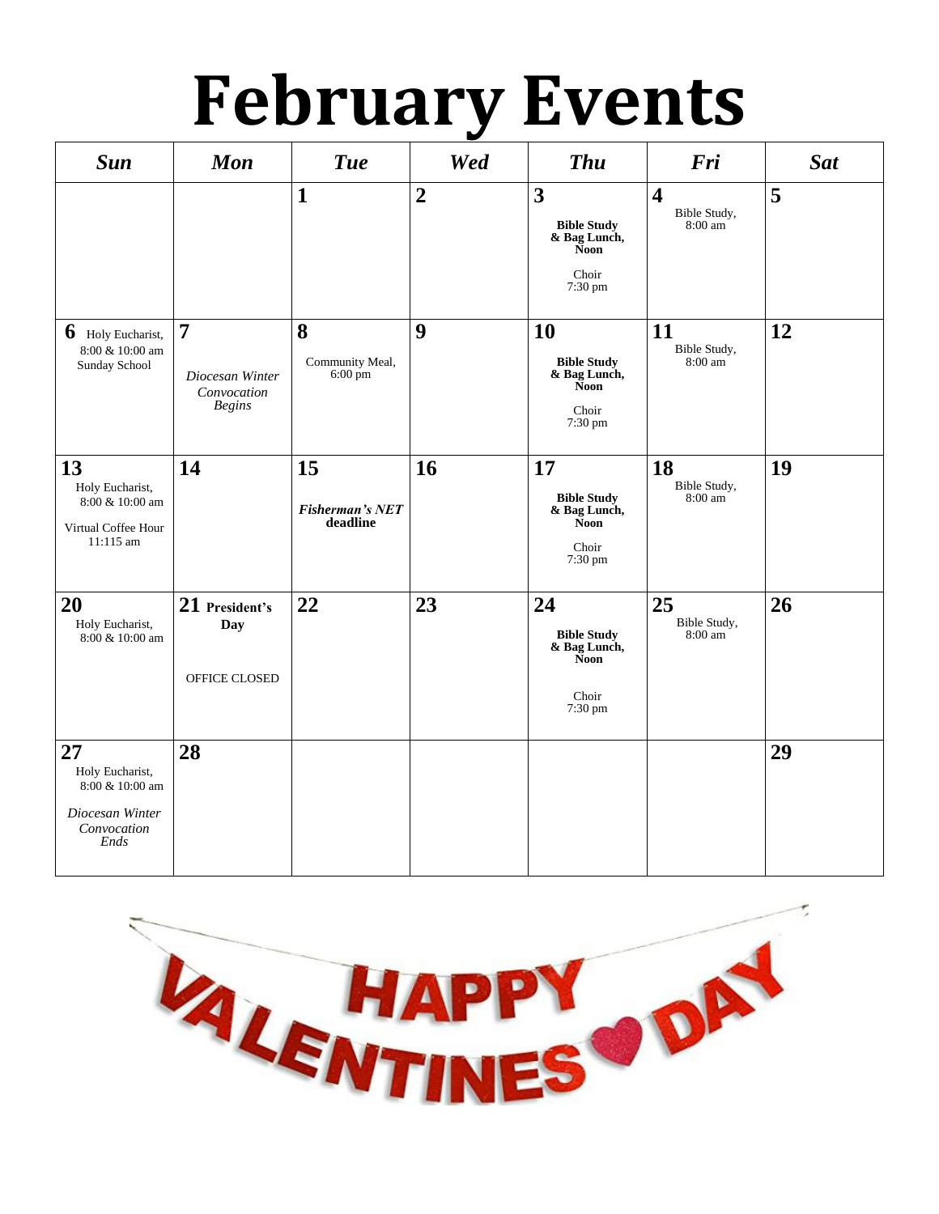# February Events

| Sun | Mon | Tue | Wed | Thu | Fri | Sat |
|---|---|---|---|---|---|---|
| | | **1** | **2** | **3** **Bible Study & Bag Lunch, Noon** Choir 7:30 pm | **4** Bible Study, 8:00 am | **5** |
| **6** Holy Eucharist, 8:00 & 10:00 am Sunday School | **7** *Diocesan Winter Convocation Begins* | **8** Community Meal, 6:00 pm | **9** | **10** **Bible Study & Bag Lunch, Noon** Choir 7:30 pm | **11** Bible Study, 8:00 am | **12** |
| **13** Holy Eucharist, 8:00 & 10:00 am Virtual Coffee Hour 11:115 am | **14** | **15** ***Fisherman's NET* deadline** | **16** | **17** **Bible Study & Bag Lunch, Noon** Choir 7:30 pm | **18** Bible Study, 8:00 am | **19** |
| **20** Holy Eucharist, 8:00 & 10:00 am | **21 President's Day** OFFICE CLOSED | **22** | **23** | **24** **Bible Study & Bag Lunch, Noon** Choir 7:30 pm | **25** Bible Study, 8:00 am | **26** |
| **27** Holy Eucharist, 8:00 & 10:00 am *Diocesan Winter Convocation Ends* | **28** | | | | | **29** |

HAPPY VALENTINES DAY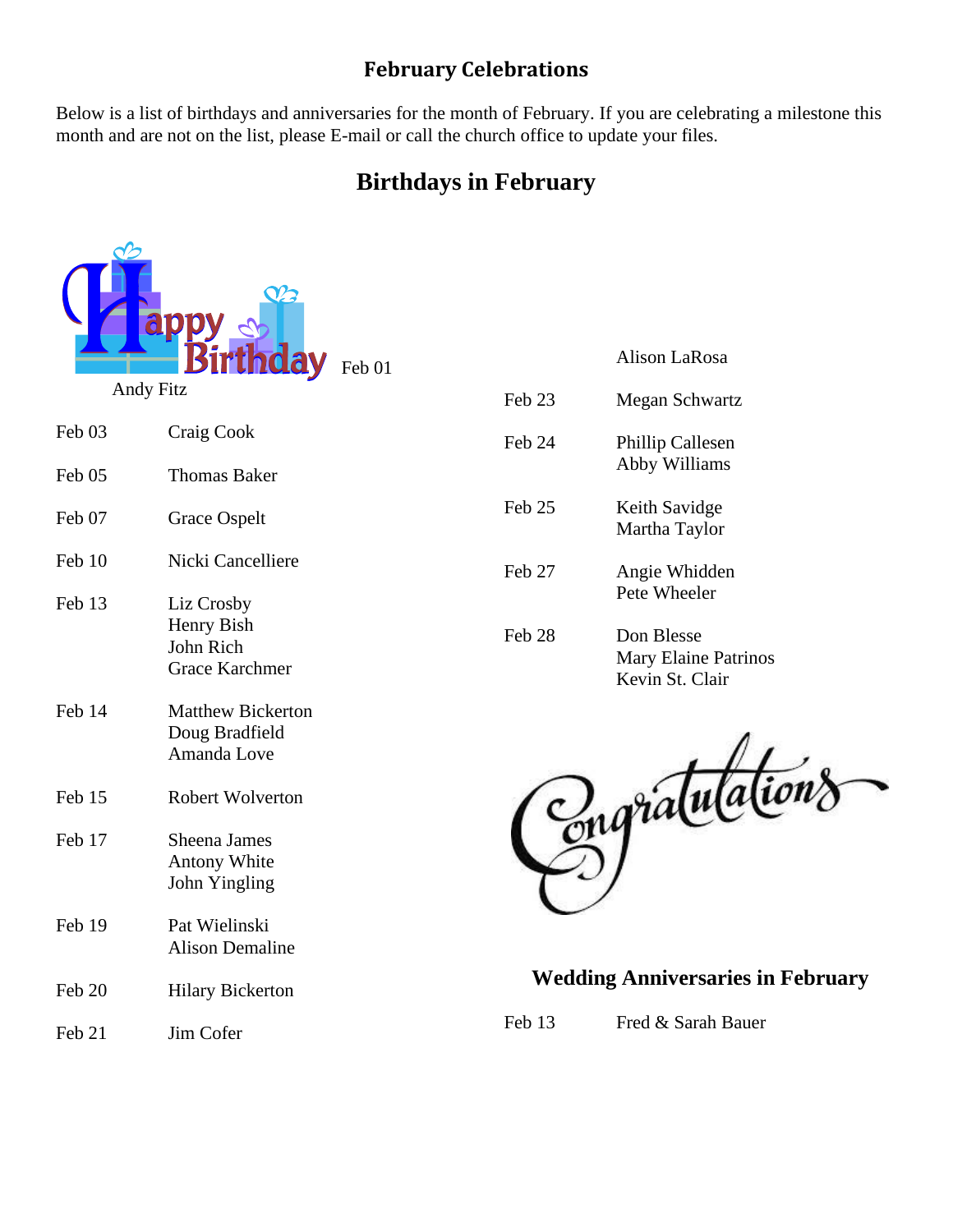## February Celebrations

Below is a list of birthdays and anniversaries for the month of February. If you are celebrating a milestone this month and are not on the list, please E-mail or call the church office to update your files.

# Birthdays in February

| Date | Name |
|---|---|
| Feb 01 | Andy Fitz |
| Feb 03 | Craig Cook |
| Feb 05 | Thomas Baker |
| Feb 07 | Grace Ospelt |
| Feb 10 | Nicki Cancelliere |
| Feb 13 | Liz Crosby<br>Henry Bish<br>John Rich<br>Grace Karchmer |
| Feb 14 | Matthew Bickerton<br>Doug Bradfield<br>Amanda Love |
| Feb 15 | Robert Wolverton |
| Feb 17 | Sheena James<br>Antony White<br>John Yingling |
| Feb 19 | Pat Wielinski<br>Alison Demaline |
| Feb 20 | Hilary Bickerton |
| Feb 21 | Jim Cofer |
| | Alison LaRosa |
| Feb 23 | Megan Schwartz |
| Feb 24 | Phillip Callesen<br>Abby Williams |
| Feb 25 | Keith Savidge<br>Martha Taylor |
| Feb 27 | Angie Whidden<br>Pete Wheeler |
| Feb 28 | Don Blesse<br>Mary Elaine Patrinos<br>Kevin St. Clair |

## Wedding Anniversaries in February

| Date | Name |
|---|---|
| Feb 13 | Fred & Sarah Bauer |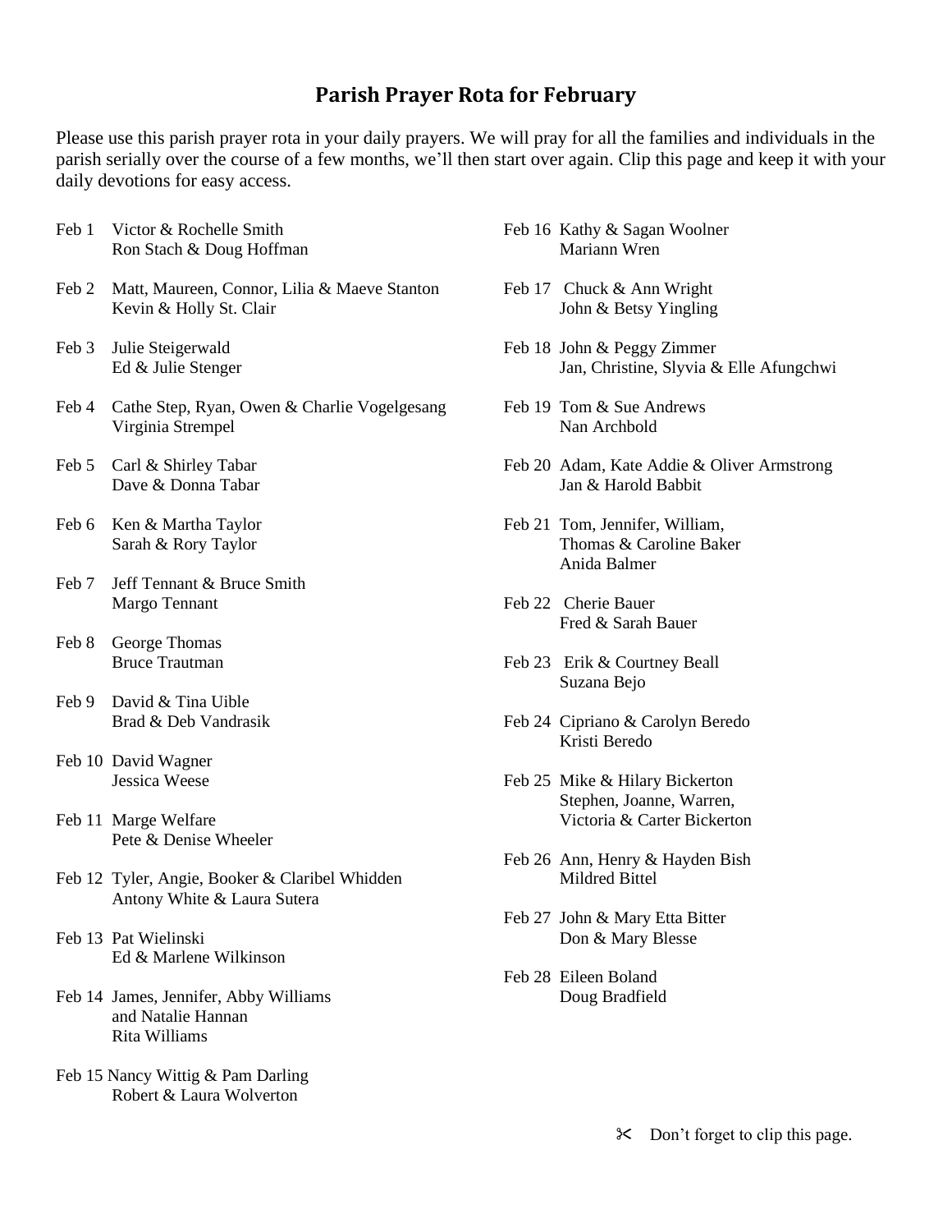# Parish Prayer Rota for February

Please use this parish prayer rota in your daily prayers. We will pray for all the families and individuals in the parish serially over the course of a few months, we'll then start over again. Clip this page and keep it with your daily devotions for easy access.

Feb 1 Victor & Rochelle Smith
Ron Stach & Doug Hoffman

Feb 2 Matt, Maureen, Connor, Lilia & Maeve Stanton
Kevin & Holly St. Clair

Feb 3 Julie Steigerwald
Ed & Julie Stenger

Feb 4 Cathe Step, Ryan, Owen & Charlie Vogelgesang
Virginia Strempel

Feb 5 Carl & Shirley Tabar
Dave & Donna Tabar

Feb 6 Ken & Martha Taylor
Sarah & Rory Taylor

Feb 7 Jeff Tennant & Bruce Smith
Margo Tennant

Feb 8 George Thomas
Bruce Trautman

Feb 9 David & Tina Uible
Brad & Deb Vandrasik

Feb 10 David Wagner
Jessica Weese

Feb 11 Marge Welfare
Pete & Denise Wheeler

Feb 12 Tyler, Angie, Booker & Claribel Whidden
Antony White & Laura Sutera

Feb 13 Pat Wielinski
Ed & Marlene Wilkinson

Feb 14 James, Jennifer, Abby Williams
and Natalie Hannan
Rita Williams

Feb 15 Nancy Wittig & Pam Darling
Robert & Laura Wolverton

Feb 16 Kathy & Sagan Woolner
Mariann Wren

Feb 17 Chuck & Ann Wright
John & Betsy Yingling

Feb 18 John & Peggy Zimmer
Jan, Christine, Slyvia & Elle Afungchwi

Feb 19 Tom & Sue Andrews
Nan Archbold

Feb 20 Adam, Kate Addie & Oliver Armstrong
Jan & Harold Babbit

Feb 21 Tom, Jennifer, William,
Thomas & Caroline Baker
Anida Balmer

Feb 22 Cherie Bauer
Fred & Sarah Bauer

Feb 23 Erik & Courtney Beall
Suzana Bejo

Feb 24 Cipriano & Carolyn Beredo
Kristi Beredo

Feb 25 Mike & Hilary Bickerton
Stephen, Joanne, Warren,
Victoria & Carter Bickerton

Feb 26 Ann, Henry & Hayden Bish
Mildred Bittel

Feb 27 John & Mary Etta Bitter
Don & Mary Blesse

Feb 28 Eileen Boland
Doug Bradfield

✂ Don't forget to clip this page.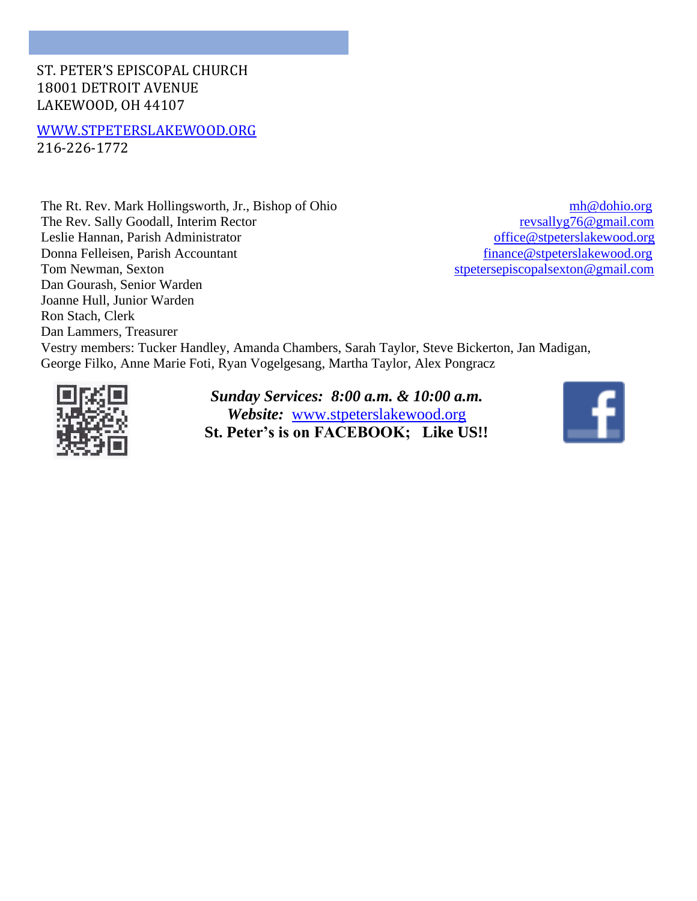ST. PETER'S EPISCOPAL CHURCH
18001 DETROIT AVENUE
LAKEWOOD, OH 44107

WWW.STPETERSLAKEWOOD.ORG
216-226-1772

The Rt. Rev. Mark Hollingsworth, Jr., Bishop of Ohio — mh@dohio.org
The Rev. Sally Goodall, Interim Rector — revsallyg76@gmail.com
Leslie Hannan, Parish Administrator — office@stpeterslakewood.org
Donna Felleisen, Parish Accountant — finance@stpeterslakewood.org
Tom Newman, Sexton — stpetersepiscopalsexton@gmail.com
Dan Gourash, Senior Warden
Joanne Hull, Junior Warden
Ron Stach, Clerk
Dan Lammers, Treasurer
Vestry members: Tucker Handley, Amanda Chambers, Sarah Taylor, Steve Bickerton, Jan Madigan, George Filko, Anne Marie Foti, Ryan Vogelgesang, Martha Taylor, Alex Pongracz

***Sunday Services: 8:00 a.m. & 10:00 a.m.***
***Website:*** www.stpeterslakewood.org
**St. Peter's is on FACEBOOK; Like US!!**